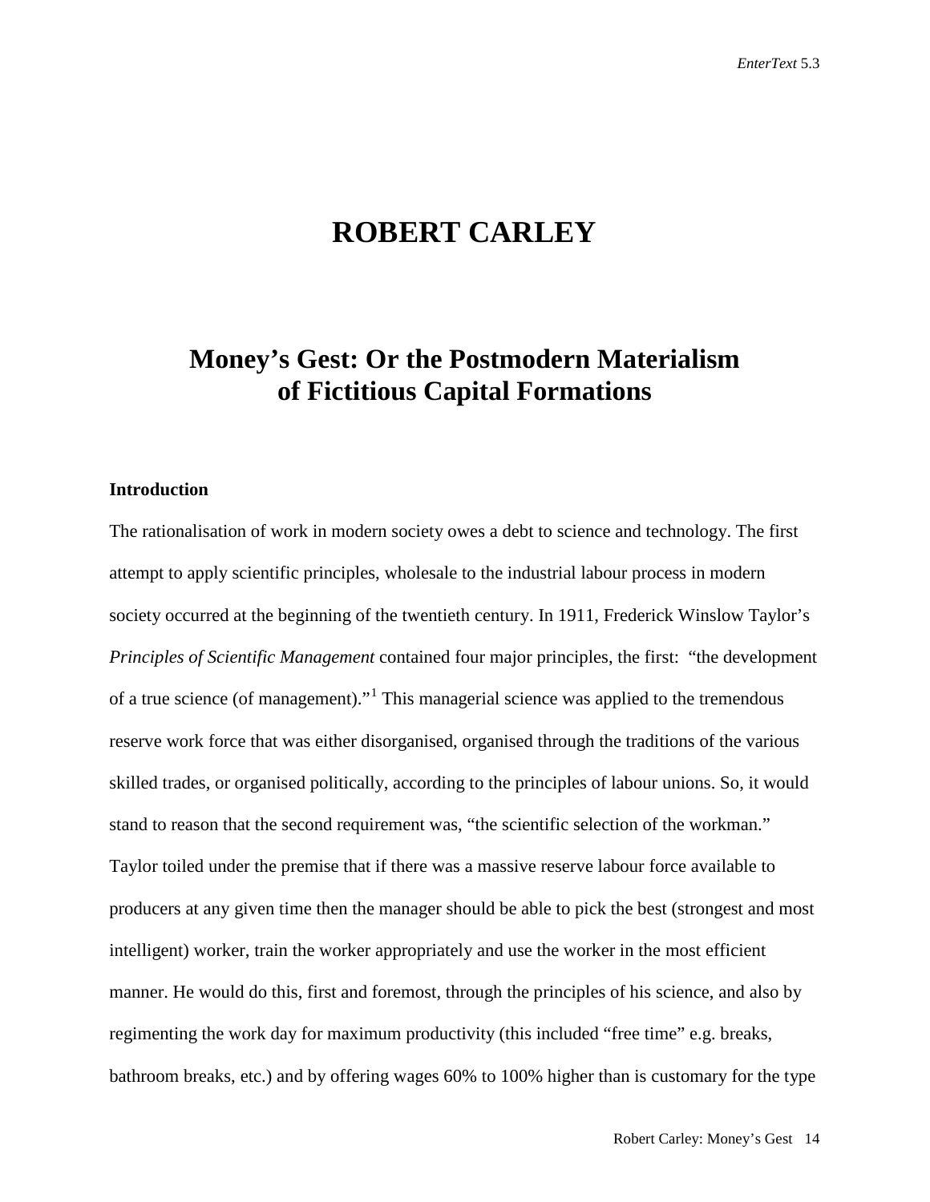# ROBERT CARLEY

## Money's Gest: Or the Postmodern Materialism of Fictitious Capital Formations

### Introduction

The rationalisation of work in modern society owes a debt to science and technology. The first attempt to apply scientific principles, wholesale to the industrial labour process in modern society occurred at the beginning of the twentieth century. In 1911, Frederick Winslow Taylor's *Principles of Scientific Management* contained four major principles, the first: "the development of a true science (of management)."[1] This managerial science was applied to the tremendous reserve work force that was either disorganised, organised through the traditions of the various skilled trades, or organised politically, according to the principles of labour unions. So, it would stand to reason that the second requirement was, "the scientific selection of the workman." Taylor toiled under the premise that if there was a massive reserve labour force available to producers at any given time then the manager should be able to pick the best (strongest and most intelligent) worker, train the worker appropriately and use the worker in the most efficient manner. He would do this, first and foremost, through the principles of his science, and also by regimenting the work day for maximum productivity (this included "free time" e.g. breaks, bathroom breaks, etc.) and by offering wages 60% to 100% higher than is customary for the type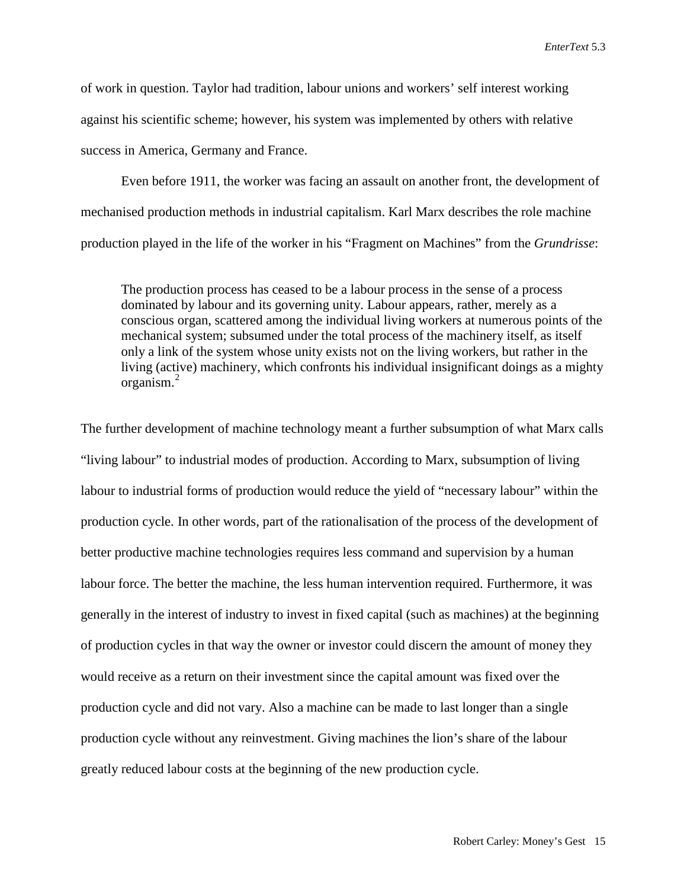of work in question. Taylor had tradition, labour unions and workers' self interest working against his scientific scheme; however, his system was implemented by others with relative success in America, Germany and France.

Even before 1911, the worker was facing an assault on another front, the development of mechanised production methods in industrial capitalism. Karl Marx describes the role machine production played in the life of the worker in his "Fragment on Machines" from the *Grundrisse*:

> The production process has ceased to be a labour process in the sense of a process dominated by labour and its governing unity. Labour appears, rather, merely as a conscious organ, scattered among the individual living workers at numerous points of the mechanical system; subsumed under the total process of the machinery itself, as itself only a link of the system whose unity exists not on the living workers, but rather in the living (active) machinery, which confronts his individual insignificant doings as a mighty organism.[2]

The further development of machine technology meant a further subsumption of what Marx calls "living labour" to industrial modes of production. According to Marx, subsumption of living labour to industrial forms of production would reduce the yield of "necessary labour" within the production cycle. In other words, part of the rationalisation of the process of the development of better productive machine technologies requires less command and supervision by a human labour force. The better the machine, the less human intervention required. Furthermore, it was generally in the interest of industry to invest in fixed capital (such as machines) at the beginning of production cycles in that way the owner or investor could discern the amount of money they would receive as a return on their investment since the capital amount was fixed over the production cycle and did not vary. Also a machine can be made to last longer than a single production cycle without any reinvestment. Giving machines the lion's share of the labour greatly reduced labour costs at the beginning of the new production cycle.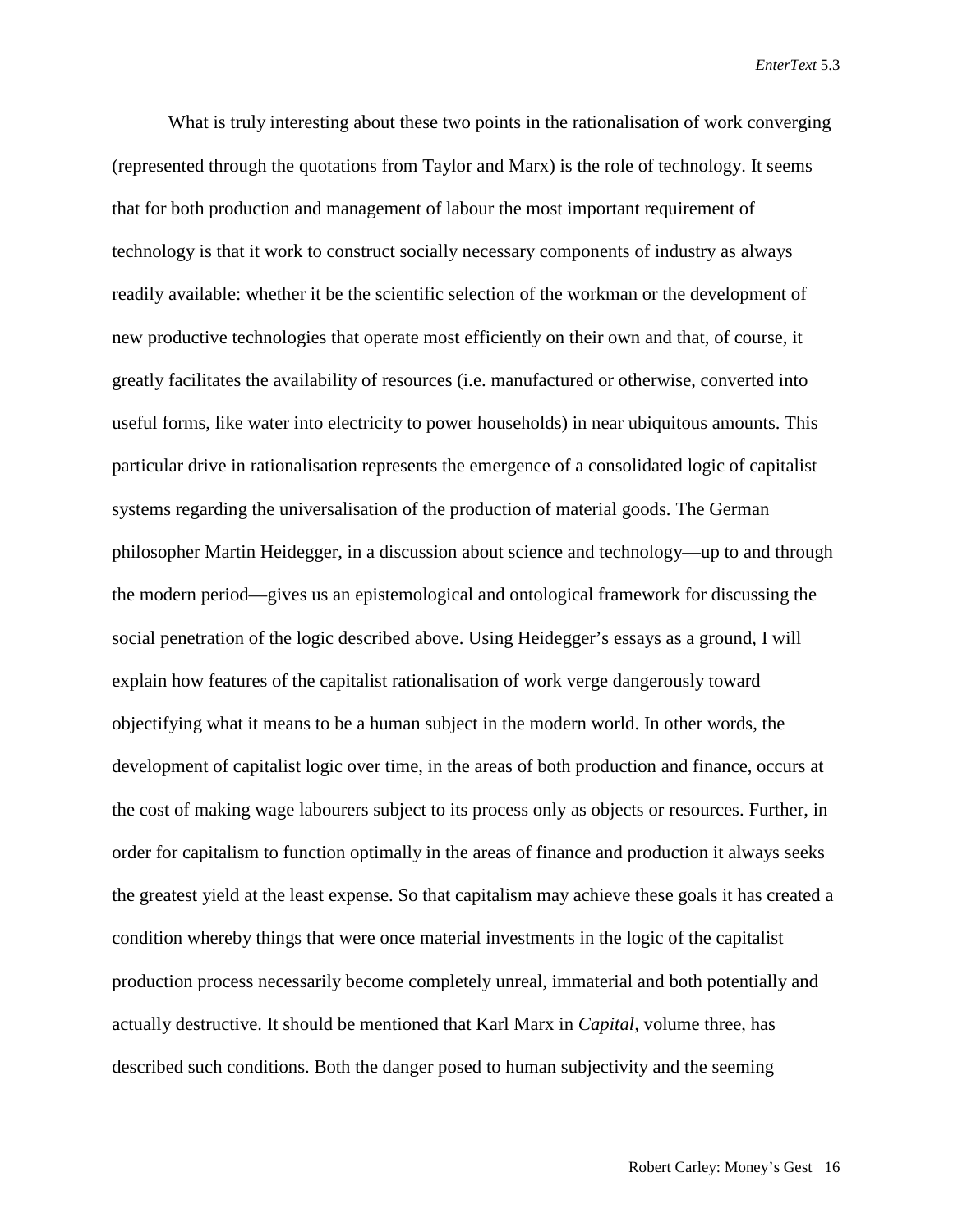What is truly interesting about these two points in the rationalisation of work converging (represented through the quotations from Taylor and Marx) is the role of technology. It seems that for both production and management of labour the most important requirement of technology is that it work to construct socially necessary components of industry as always readily available: whether it be the scientific selection of the workman or the development of new productive technologies that operate most efficiently on their own and that, of course, it greatly facilitates the availability of resources (i.e. manufactured or otherwise, converted into useful forms, like water into electricity to power households) in near ubiquitous amounts. This particular drive in rationalisation represents the emergence of a consolidated logic of capitalist systems regarding the universalisation of the production of material goods. The German philosopher Martin Heidegger, in a discussion about science and technology—up to and through the modern period—gives us an epistemological and ontological framework for discussing the social penetration of the logic described above. Using Heidegger's essays as a ground, I will explain how features of the capitalist rationalisation of work verge dangerously toward objectifying what it means to be a human subject in the modern world. In other words, the development of capitalist logic over time, in the areas of both production and finance, occurs at the cost of making wage labourers subject to its process only as objects or resources. Further, in order for capitalism to function optimally in the areas of finance and production it always seeks the greatest yield at the least expense. So that capitalism may achieve these goals it has created a condition whereby things that were once material investments in the logic of the capitalist production process necessarily become completely unreal, immaterial and both potentially and actually destructive. It should be mentioned that Karl Marx in *Capital*, volume three, has described such conditions. Both the danger posed to human subjectivity and the seeming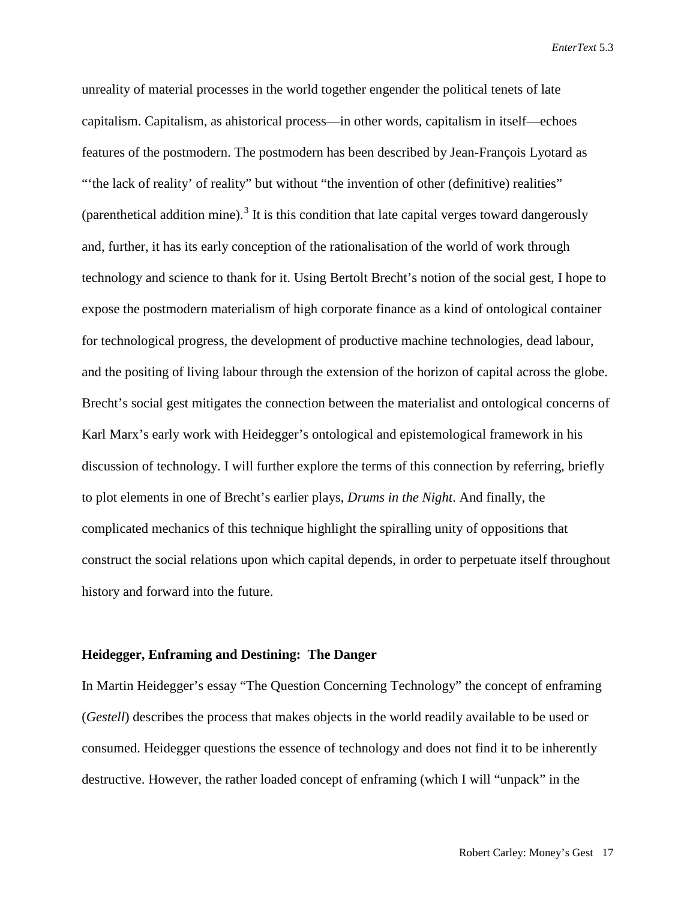unreality of material processes in the world together engender the political tenets of late capitalism. Capitalism, as ahistorical process—in other words, capitalism in itself—echoes features of the postmodern. The postmodern has been described by Jean-François Lyotard as "'the lack of reality' of reality" but without "the invention of other (definitive) realities" (parenthetical addition mine).[3] It is this condition that late capital verges toward dangerously and, further, it has its early conception of the rationalisation of the world of work through technology and science to thank for it. Using Bertolt Brecht's notion of the social gest, I hope to expose the postmodern materialism of high corporate finance as a kind of ontological container for technological progress, the development of productive machine technologies, dead labour, and the positing of living labour through the extension of the horizon of capital across the globe. Brecht's social gest mitigates the connection between the materialist and ontological concerns of Karl Marx's early work with Heidegger's ontological and epistemological framework in his discussion of technology. I will further explore the terms of this connection by referring, briefly to plot elements in one of Brecht's earlier plays, *Drums in the Night*. And finally, the complicated mechanics of this technique highlight the spiralling unity of oppositions that construct the social relations upon which capital depends, in order to perpetuate itself throughout history and forward into the future.

**Heidegger, Enframing and Destining: The Danger**

In Martin Heidegger's essay "The Question Concerning Technology" the concept of enframing (*Gestell*) describes the process that makes objects in the world readily available to be used or consumed. Heidegger questions the essence of technology and does not find it to be inherently destructive. However, the rather loaded concept of enframing (which I will "unpack" in the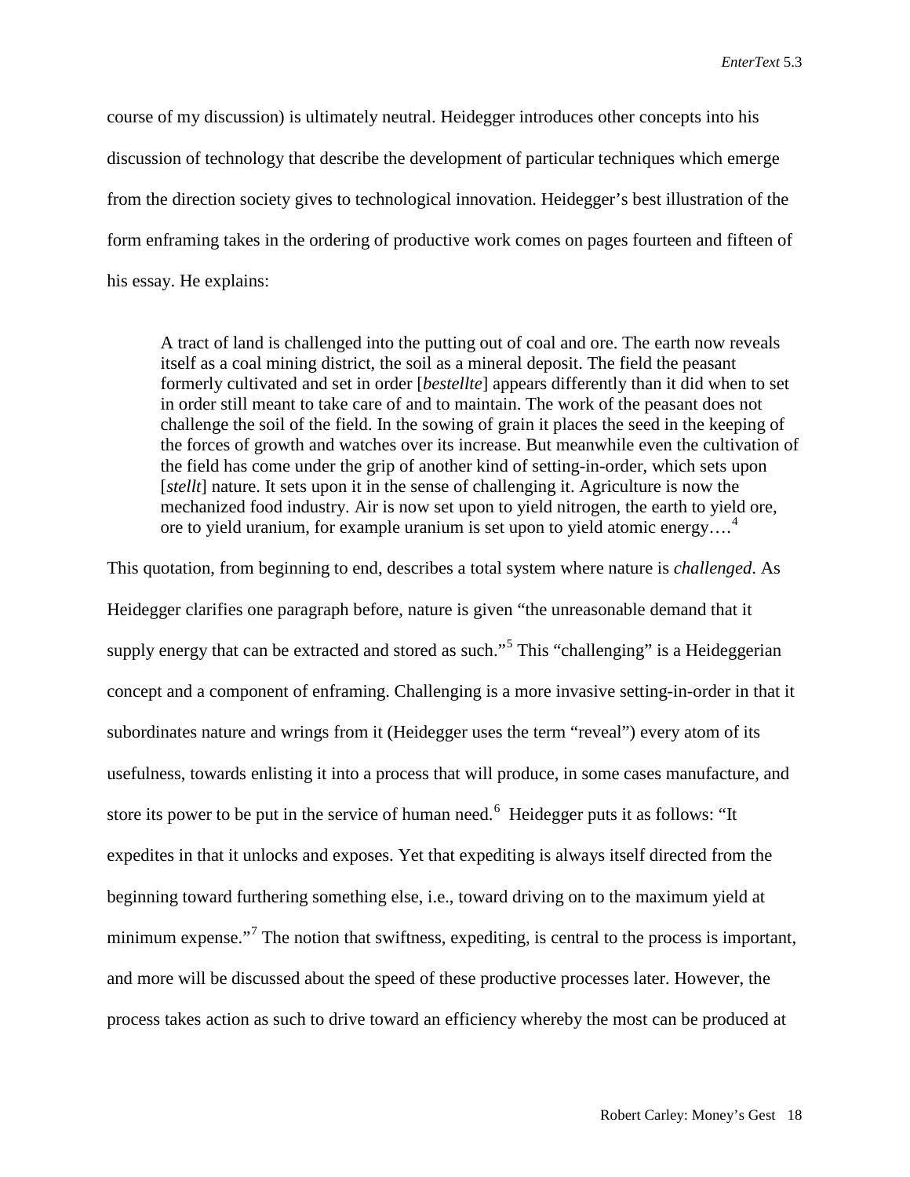course of my discussion) is ultimately neutral. Heidegger introduces other concepts into his discussion of technology that describe the development of particular techniques which emerge from the direction society gives to technological innovation. Heidegger's best illustration of the form enframing takes in the ordering of productive work comes on pages fourteen and fifteen of his essay. He explains:

> A tract of land is challenged into the putting out of coal and ore. The earth now reveals itself as a coal mining district, the soil as a mineral deposit. The field the peasant formerly cultivated and set in order [*bestellte*] appears differently than it did when to set in order still meant to take care of and to maintain. The work of the peasant does not challenge the soil of the field. In the sowing of grain it places the seed in the keeping of the forces of growth and watches over its increase. But meanwhile even the cultivation of the field has come under the grip of another kind of setting-in-order, which sets upon [*stellt*] nature. It sets upon it in the sense of challenging it. Agriculture is now the mechanized food industry. Air is now set upon to yield nitrogen, the earth to yield ore, ore to yield uranium, for example uranium is set upon to yield atomic energy….[4]

This quotation, from beginning to end, describes a total system where nature is *challenged*. As Heidegger clarifies one paragraph before, nature is given "the unreasonable demand that it supply energy that can be extracted and stored as such."[5] This "challenging" is a Heideggerian concept and a component of enframing. Challenging is a more invasive setting-in-order in that it subordinates nature and wrings from it (Heidegger uses the term "reveal") every atom of its usefulness, towards enlisting it into a process that will produce, in some cases manufacture, and store its power to be put in the service of human need.[6] Heidegger puts it as follows: "It expedites in that it unlocks and exposes. Yet that expediting is always itself directed from the beginning toward furthering something else, i.e., toward driving on to the maximum yield at minimum expense."[7] The notion that swiftness, expediting, is central to the process is important, and more will be discussed about the speed of these productive processes later. However, the process takes action as such to drive toward an efficiency whereby the most can be produced at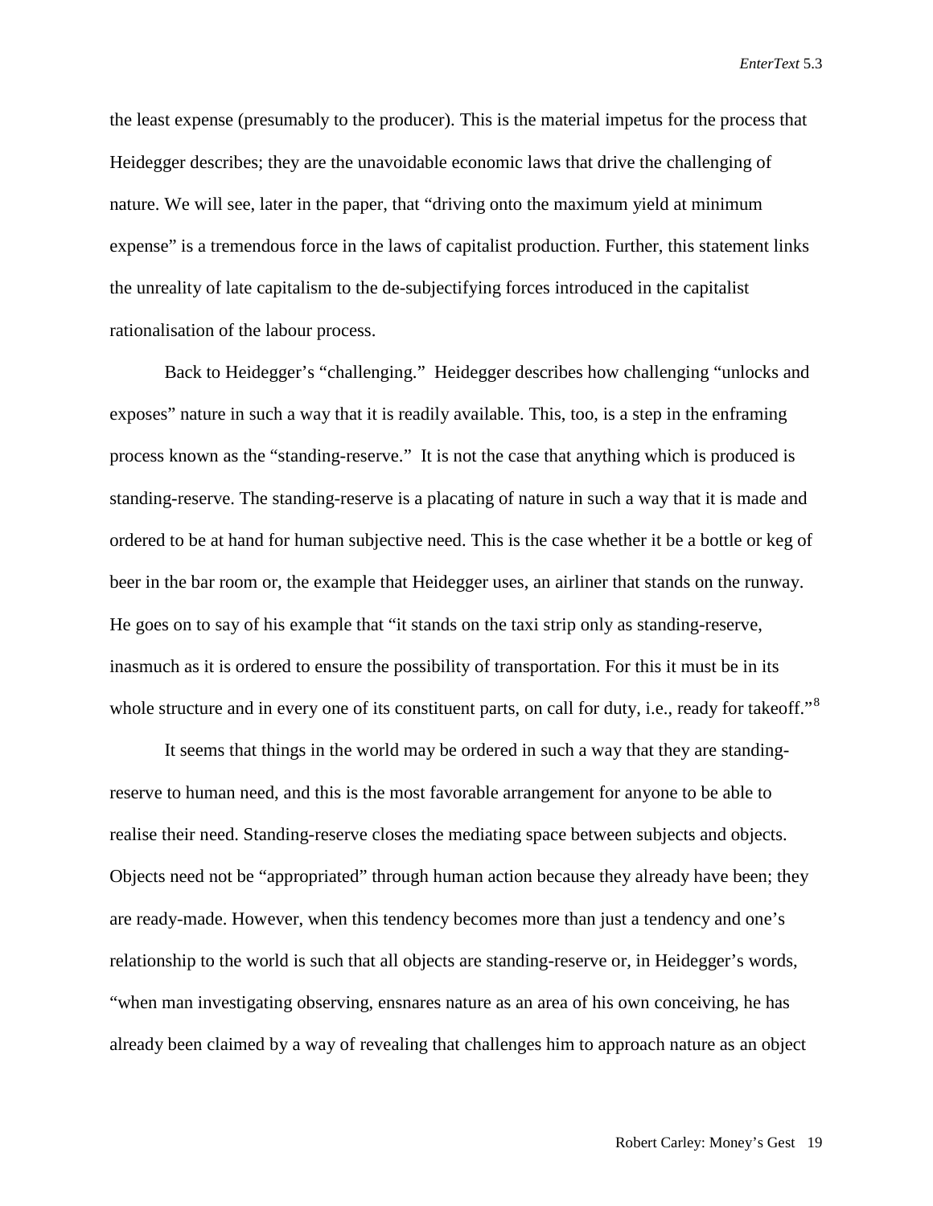the least expense (presumably to the producer). This is the material impetus for the process that Heidegger describes; they are the unavoidable economic laws that drive the challenging of nature. We will see, later in the paper, that "driving onto the maximum yield at minimum expense" is a tremendous force in the laws of capitalist production. Further, this statement links the unreality of late capitalism to the de-subjectifying forces introduced in the capitalist rationalisation of the labour process.

Back to Heidegger's "challenging." Heidegger describes how challenging "unlocks and exposes" nature in such a way that it is readily available. This, too, is a step in the enframing process known as the "standing-reserve." It is not the case that anything which is produced is standing-reserve. The standing-reserve is a placating of nature in such a way that it is made and ordered to be at hand for human subjective need. This is the case whether it be a bottle or keg of beer in the bar room or, the example that Heidegger uses, an airliner that stands on the runway. He goes on to say of his example that "it stands on the taxi strip only as standing-reserve, inasmuch as it is ordered to ensure the possibility of transportation. For this it must be in its whole structure and in every one of its constituent parts, on call for duty, i.e., ready for takeoff."[8]

It seems that things in the world may be ordered in such a way that they are standing-reserve to human need, and this is the most favorable arrangement for anyone to be able to realise their need. Standing-reserve closes the mediating space between subjects and objects. Objects need not be "appropriated" through human action because they already have been; they are ready-made. However, when this tendency becomes more than just a tendency and one's relationship to the world is such that all objects are standing-reserve or, in Heidegger's words, "when man investigating observing, ensnares nature as an area of his own conceiving, he has already been claimed by a way of revealing that challenges him to approach nature as an object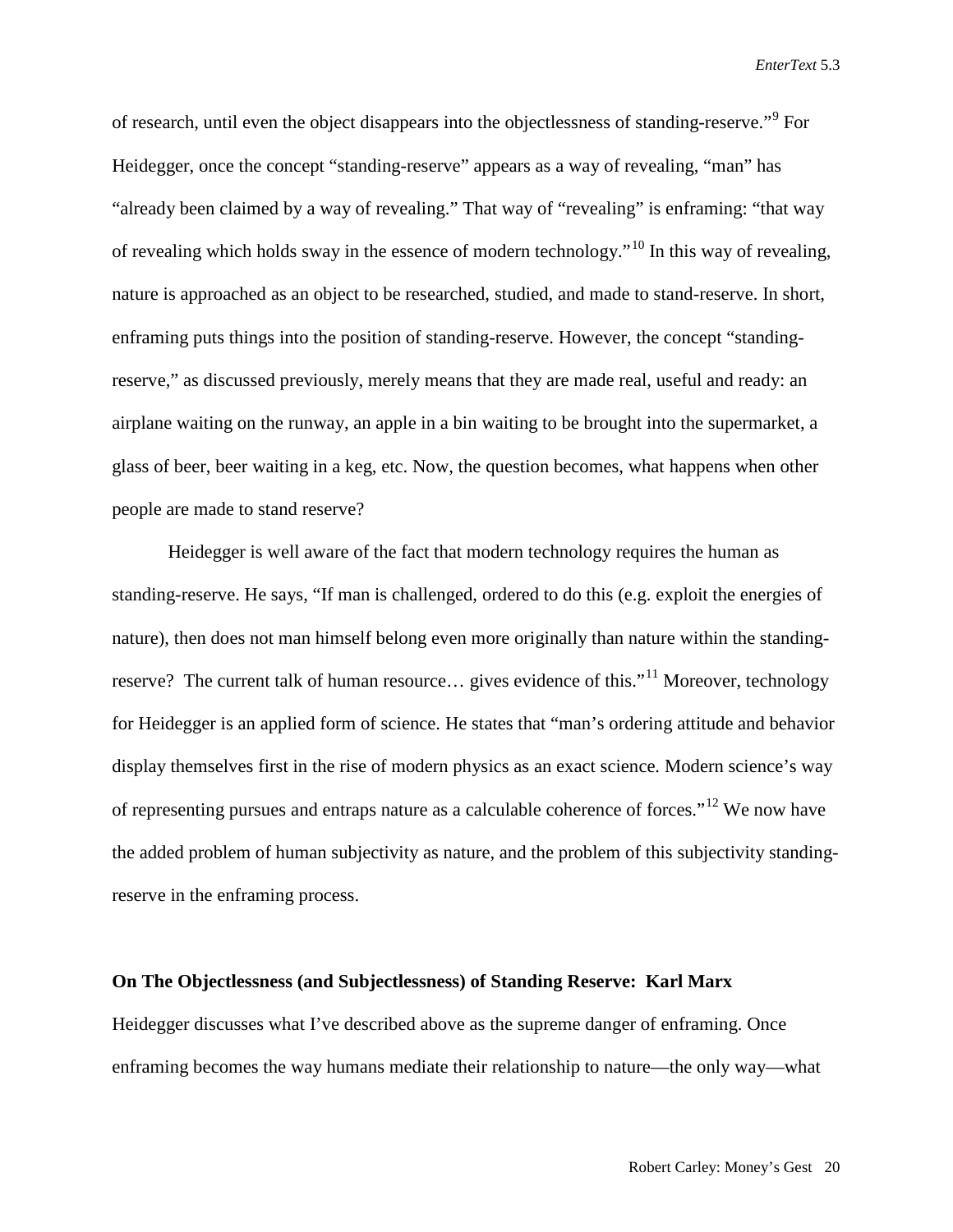of research, until even the object disappears into the objectlessness of standing-reserve."[9] For Heidegger, once the concept "standing-reserve" appears as a way of revealing, "man" has "already been claimed by a way of revealing." That way of "revealing" is enframing: "that way of revealing which holds sway in the essence of modern technology."[10] In this way of revealing, nature is approached as an object to be researched, studied, and made to stand-reserve. In short, enframing puts things into the position of standing-reserve. However, the concept "standing-reserve," as discussed previously, merely means that they are made real, useful and ready: an airplane waiting on the runway, an apple in a bin waiting to be brought into the supermarket, a glass of beer, beer waiting in a keg, etc. Now, the question becomes, what happens when other people are made to stand reserve?

Heidegger is well aware of the fact that modern technology requires the human as standing-reserve. He says, "If man is challenged, ordered to do this (e.g. exploit the energies of nature), then does not man himself belong even more originally than nature within the standing-reserve? The current talk of human resource… gives evidence of this."[11] Moreover, technology for Heidegger is an applied form of science. He states that "man's ordering attitude and behavior display themselves first in the rise of modern physics as an exact science. Modern science's way of representing pursues and entraps nature as a calculable coherence of forces."[12] We now have the added problem of human subjectivity as nature, and the problem of this subjectivity standing-reserve in the enframing process.

**On The Objectlessness (and Subjectlessness) of Standing Reserve: Karl Marx**

Heidegger discusses what I've described above as the supreme danger of enframing. Once enframing becomes the way humans mediate their relationship to nature—the only way—what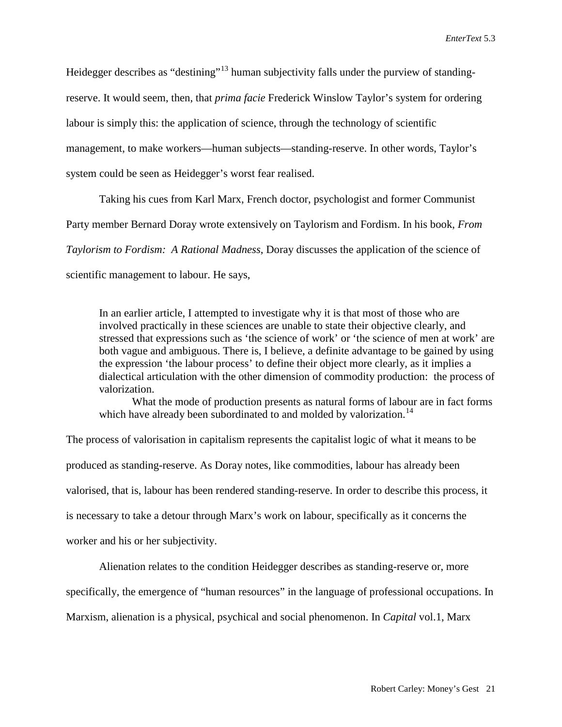Heidegger describes as "destining"[13] human subjectivity falls under the purview of standing-reserve. It would seem, then, that *prima facie* Frederick Winslow Taylor's system for ordering labour is simply this: the application of science, through the technology of scientific management, to make workers—human subjects—standing-reserve. In other words, Taylor's system could be seen as Heidegger's worst fear realised.

Taking his cues from Karl Marx, French doctor, psychologist and former Communist Party member Bernard Doray wrote extensively on Taylorism and Fordism. In his book, *From Taylorism to Fordism: A Rational Madness*, Doray discusses the application of the science of scientific management to labour. He says,

> In an earlier article, I attempted to investigate why it is that most of those who are involved practically in these sciences are unable to state their objective clearly, and stressed that expressions such as 'the science of work' or 'the science of men at work' are both vague and ambiguous. There is, I believe, a definite advantage to be gained by using the expression 'the labour process' to define their object more clearly, as it implies a dialectical articulation with the other dimension of commodity production: the process of valorization.
>
> What the mode of production presents as natural forms of labour are in fact forms which have already been subordinated to and molded by valorization.[14]

The process of valorisation in capitalism represents the capitalist logic of what it means to be produced as standing-reserve. As Doray notes, like commodities, labour has already been valorised, that is, labour has been rendered standing-reserve. In order to describe this process, it is necessary to take a detour through Marx's work on labour, specifically as it concerns the worker and his or her subjectivity.

Alienation relates to the condition Heidegger describes as standing-reserve or, more specifically, the emergence of "human resources" in the language of professional occupations. In Marxism, alienation is a physical, psychical and social phenomenon. In *Capital* vol.1, Marx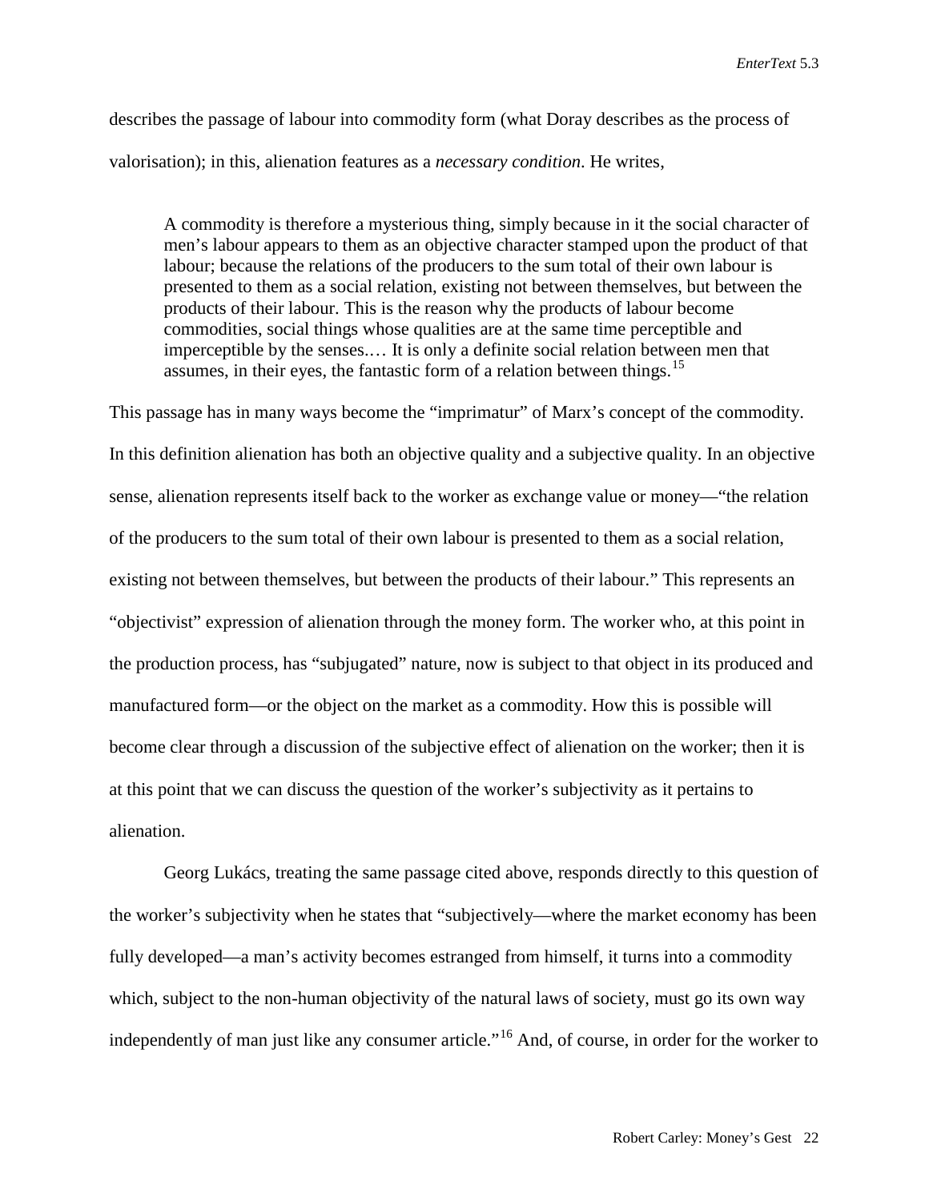describes the passage of labour into commodity form (what Doray describes as the process of valorisation); in this, alienation features as a *necessary condition*. He writes,

> A commodity is therefore a mysterious thing, simply because in it the social character of men's labour appears to them as an objective character stamped upon the product of that labour; because the relations of the producers to the sum total of their own labour is presented to them as a social relation, existing not between themselves, but between the products of their labour. This is the reason why the products of labour become commodities, social things whose qualities are at the same time perceptible and imperceptible by the senses.… It is only a definite social relation between men that assumes, in their eyes, the fantastic form of a relation between things.[15]

This passage has in many ways become the "imprimatur" of Marx's concept of the commodity. In this definition alienation has both an objective quality and a subjective quality. In an objective sense, alienation represents itself back to the worker as exchange value or money—"the relation of the producers to the sum total of their own labour is presented to them as a social relation, existing not between themselves, but between the products of their labour." This represents an "objectivist" expression of alienation through the money form. The worker who, at this point in the production process, has "subjugated" nature, now is subject to that object in its produced and manufactured form—or the object on the market as a commodity. How this is possible will become clear through a discussion of the subjective effect of alienation on the worker; then it is at this point that we can discuss the question of the worker's subjectivity as it pertains to alienation.

Georg Lukács, treating the same passage cited above, responds directly to this question of the worker's subjectivity when he states that "subjectively—where the market economy has been fully developed—a man's activity becomes estranged from himself, it turns into a commodity which, subject to the non-human objectivity of the natural laws of society, must go its own way independently of man just like any consumer article."[16] And, of course, in order for the worker to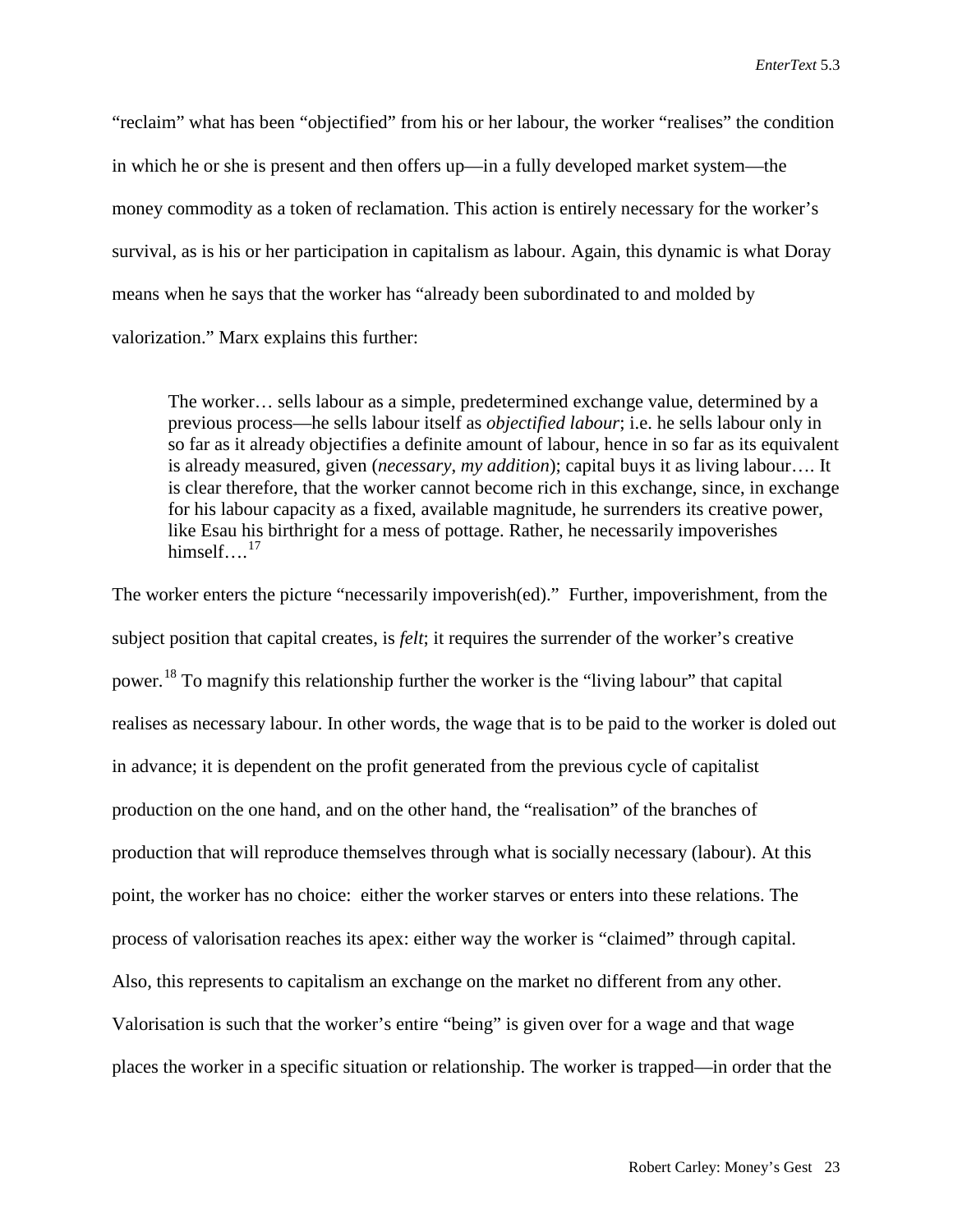"reclaim" what has been "objectified" from his or her labour, the worker "realises" the condition in which he or she is present and then offers up—in a fully developed market system—the money commodity as a token of reclamation. This action is entirely necessary for the worker's survival, as is his or her participation in capitalism as labour. Again, this dynamic is what Doray means when he says that the worker has "already been subordinated to and molded by valorization." Marx explains this further:

> The worker… sells labour as a simple, predetermined exchange value, determined by a previous process—he sells labour itself as *objectified labour*; i.e. he sells labour only in so far as it already objectifies a definite amount of labour, hence in so far as its equivalent is already measured, given (*necessary, my addition*); capital buys it as living labour…. It is clear therefore, that the worker cannot become rich in this exchange, since, in exchange for his labour capacity as a fixed, available magnitude, he surrenders its creative power, like Esau his birthright for a mess of pottage. Rather, he necessarily impoverishes himself….[17]

The worker enters the picture "necessarily impoverish(ed)." Further, impoverishment, from the subject position that capital creates, is *felt*; it requires the surrender of the worker's creative power.[18] To magnify this relationship further the worker is the "living labour" that capital realises as necessary labour. In other words, the wage that is to be paid to the worker is doled out in advance; it is dependent on the profit generated from the previous cycle of capitalist production on the one hand, and on the other hand, the "realisation" of the branches of production that will reproduce themselves through what is socially necessary (labour). At this point, the worker has no choice: either the worker starves or enters into these relations. The process of valorisation reaches its apex: either way the worker is "claimed" through capital. Also, this represents to capitalism an exchange on the market no different from any other. Valorisation is such that the worker's entire "being" is given over for a wage and that wage places the worker in a specific situation or relationship. The worker is trapped—in order that the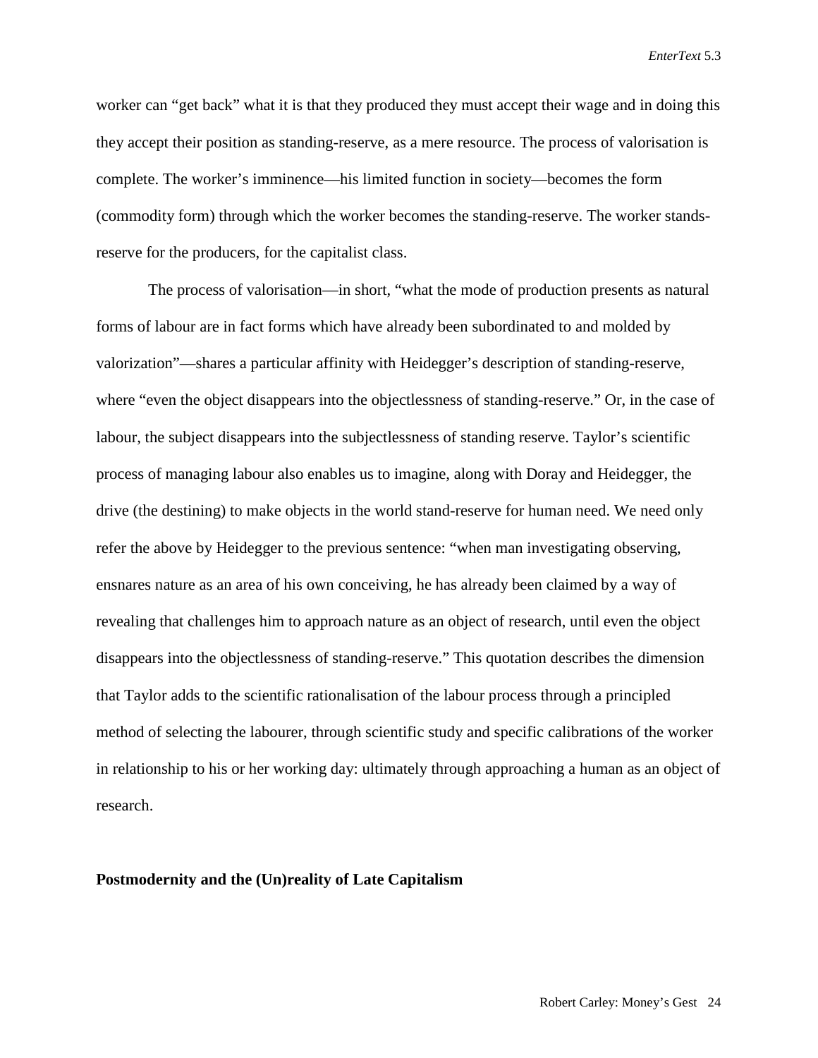worker can "get back" what it is that they produced they must accept their wage and in doing this they accept their position as standing-reserve, as a mere resource. The process of valorisation is complete. The worker's imminence—his limited function in society—becomes the form (commodity form) through which the worker becomes the standing-reserve. The worker stands-reserve for the producers, for the capitalist class.

The process of valorisation—in short, "what the mode of production presents as natural forms of labour are in fact forms which have already been subordinated to and molded by valorization"—shares a particular affinity with Heidegger's description of standing-reserve, where "even the object disappears into the objectlessness of standing-reserve." Or, in the case of labour, the subject disappears into the subjectlessness of standing reserve. Taylor's scientific process of managing labour also enables us to imagine, along with Doray and Heidegger, the drive (the destining) to make objects in the world stand-reserve for human need. We need only refer the above by Heidegger to the previous sentence: "when man investigating observing, ensnares nature as an area of his own conceiving, he has already been claimed by a way of revealing that challenges him to approach nature as an object of research, until even the object disappears into the objectlessness of standing-reserve." This quotation describes the dimension that Taylor adds to the scientific rationalisation of the labour process through a principled method of selecting the labourer, through scientific study and specific calibrations of the worker in relationship to his or her working day: ultimately through approaching a human as an object of research.

## Postmodernity and the (Un)reality of Late Capitalism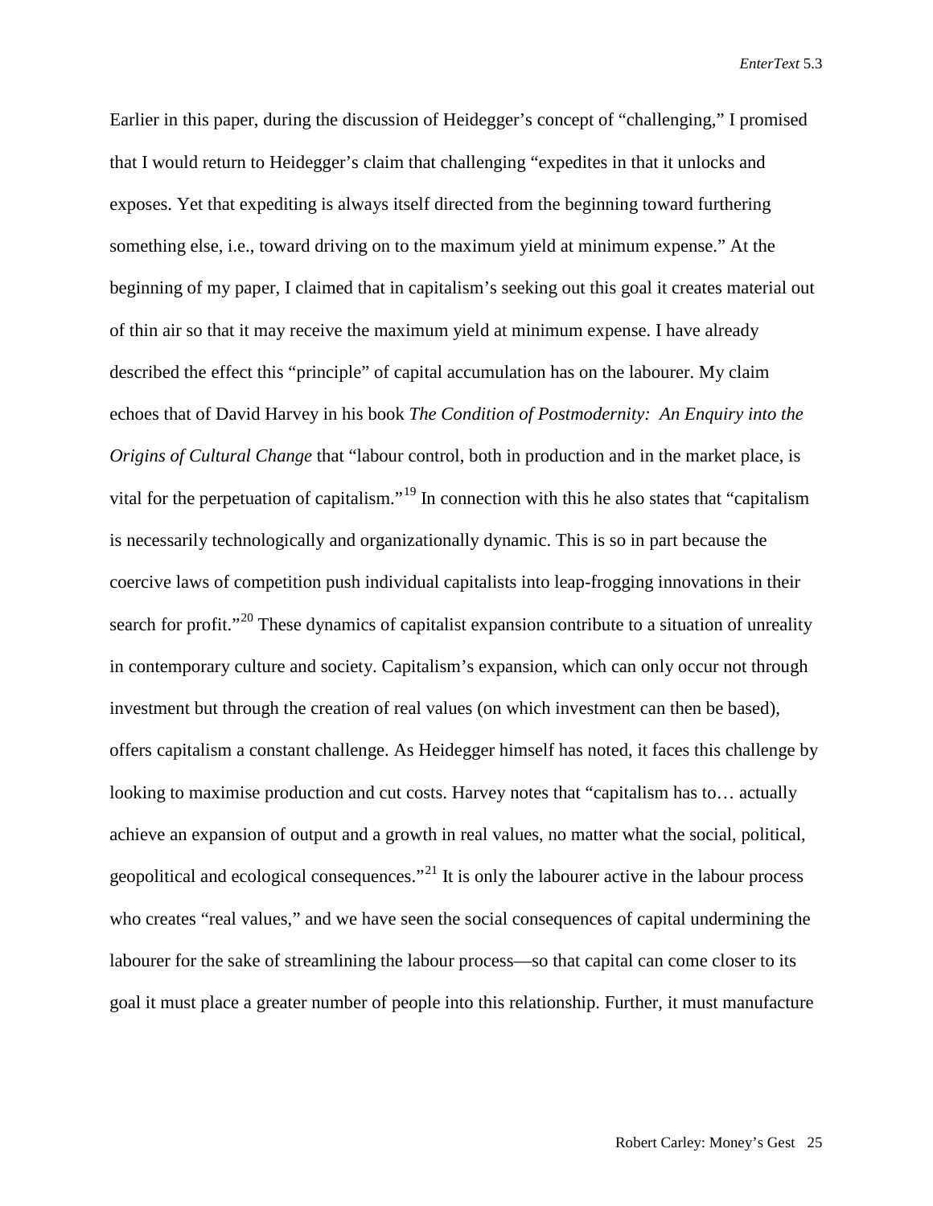Earlier in this paper, during the discussion of Heidegger's concept of "challenging," I promised that I would return to Heidegger's claim that challenging "expedites in that it unlocks and exposes. Yet that expediting is always itself directed from the beginning toward furthering something else, i.e., toward driving on to the maximum yield at minimum expense." At the beginning of my paper, I claimed that in capitalism's seeking out this goal it creates material out of thin air so that it may receive the maximum yield at minimum expense. I have already described the effect this "principle" of capital accumulation has on the labourer. My claim echoes that of David Harvey in his book *The Condition of Postmodernity: An Enquiry into the Origins of Cultural Change* that "labour control, both in production and in the market place, is vital for the perpetuation of capitalism."[19] In connection with this he also states that "capitalism is necessarily technologically and organizationally dynamic. This is so in part because the coercive laws of competition push individual capitalists into leap-frogging innovations in their search for profit."[20] These dynamics of capitalist expansion contribute to a situation of unreality in contemporary culture and society. Capitalism's expansion, which can only occur not through investment but through the creation of real values (on which investment can then be based), offers capitalism a constant challenge. As Heidegger himself has noted, it faces this challenge by looking to maximise production and cut costs. Harvey notes that "capitalism has to… actually achieve an expansion of output and a growth in real values, no matter what the social, political, geopolitical and ecological consequences."[21] It is only the labourer active in the labour process who creates "real values," and we have seen the social consequences of capital undermining the labourer for the sake of streamlining the labour process—so that capital can come closer to its goal it must place a greater number of people into this relationship. Further, it must manufacture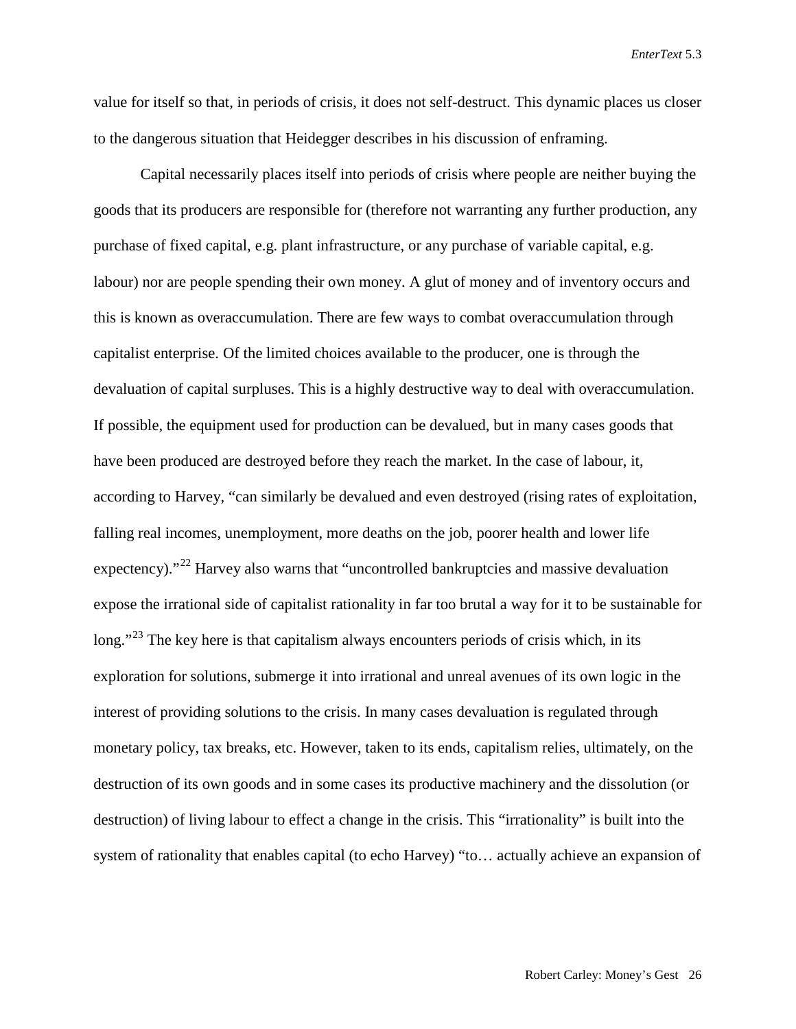value for itself so that, in periods of crisis, it does not self-destruct. This dynamic places us closer to the dangerous situation that Heidegger describes in his discussion of enframing.

Capital necessarily places itself into periods of crisis where people are neither buying the goods that its producers are responsible for (therefore not warranting any further production, any purchase of fixed capital, e.g. plant infrastructure, or any purchase of variable capital, e.g. labour) nor are people spending their own money. A glut of money and of inventory occurs and this is known as overaccumulation. There are few ways to combat overaccumulation through capitalist enterprise. Of the limited choices available to the producer, one is through the devaluation of capital surpluses. This is a highly destructive way to deal with overaccumulation. If possible, the equipment used for production can be devalued, but in many cases goods that have been produced are destroyed before they reach the market. In the case of labour, it, according to Harvey, "can similarly be devalued and even destroyed (rising rates of exploitation, falling real incomes, unemployment, more deaths on the job, poorer health and lower life expectency)."[22] Harvey also warns that "uncontrolled bankruptcies and massive devaluation expose the irrational side of capitalist rationality in far too brutal a way for it to be sustainable for long."[23] The key here is that capitalism always encounters periods of crisis which, in its exploration for solutions, submerge it into irrational and unreal avenues of its own logic in the interest of providing solutions to the crisis. In many cases devaluation is regulated through monetary policy, tax breaks, etc. However, taken to its ends, capitalism relies, ultimately, on the destruction of its own goods and in some cases its productive machinery and the dissolution (or destruction) of living labour to effect a change in the crisis. This "irrationality" is built into the system of rationality that enables capital (to echo Harvey) "to… actually achieve an expansion of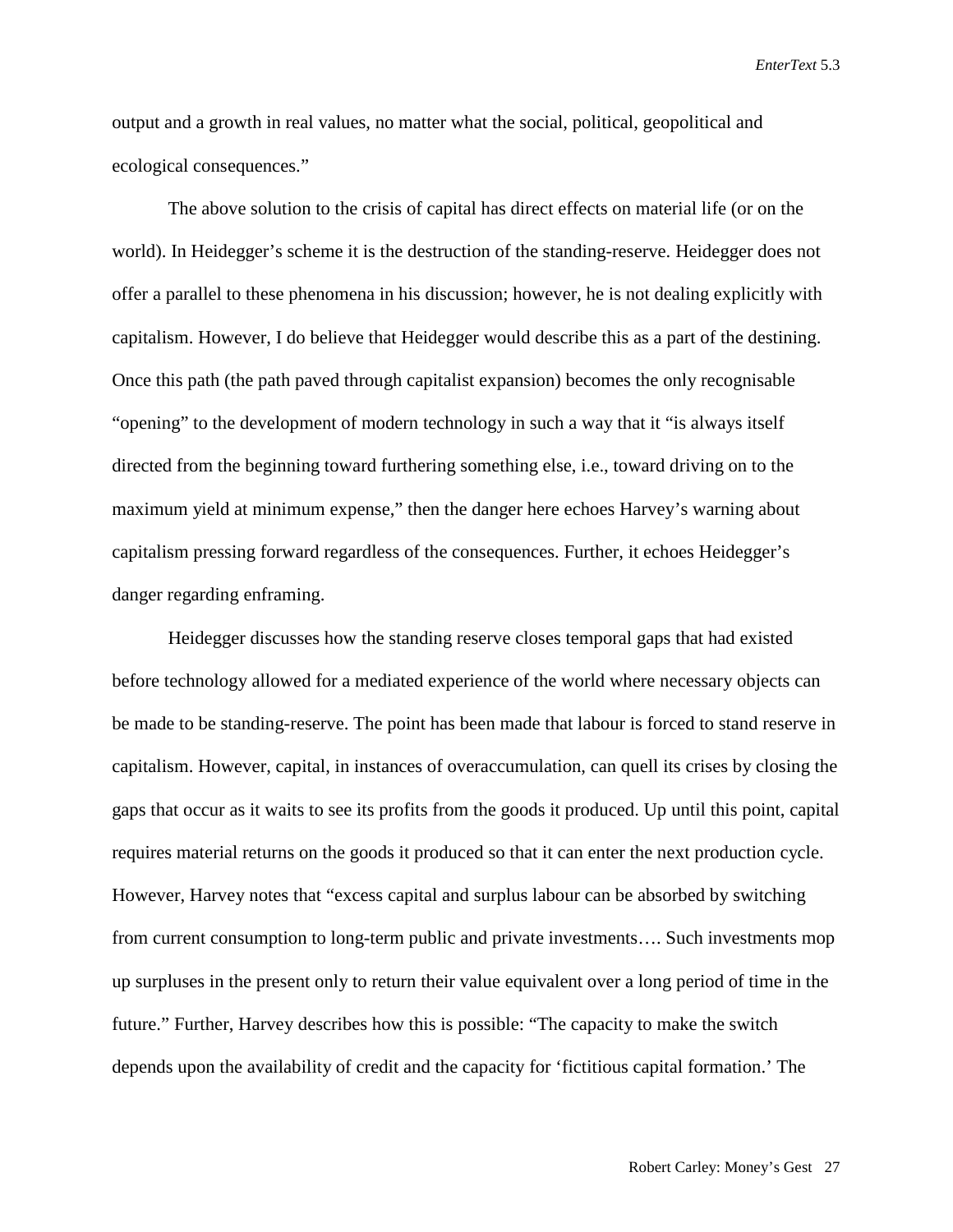output and a growth in real values, no matter what the social, political, geopolitical and ecological consequences."

The above solution to the crisis of capital has direct effects on material life (or on the world). In Heidegger's scheme it is the destruction of the standing-reserve. Heidegger does not offer a parallel to these phenomena in his discussion; however, he is not dealing explicitly with capitalism. However, I do believe that Heidegger would describe this as a part of the destining. Once this path (the path paved through capitalist expansion) becomes the only recognisable "opening" to the development of modern technology in such a way that it "is always itself directed from the beginning toward furthering something else, i.e., toward driving on to the maximum yield at minimum expense," then the danger here echoes Harvey's warning about capitalism pressing forward regardless of the consequences. Further, it echoes Heidegger's danger regarding enframing.

Heidegger discusses how the standing reserve closes temporal gaps that had existed before technology allowed for a mediated experience of the world where necessary objects can be made to be standing-reserve. The point has been made that labour is forced to stand reserve in capitalism. However, capital, in instances of overaccumulation, can quell its crises by closing the gaps that occur as it waits to see its profits from the goods it produced. Up until this point, capital requires material returns on the goods it produced so that it can enter the next production cycle. However, Harvey notes that "excess capital and surplus labour can be absorbed by switching from current consumption to long-term public and private investments…. Such investments mop up surpluses in the present only to return their value equivalent over a long period of time in the future." Further, Harvey describes how this is possible: "The capacity to make the switch depends upon the availability of credit and the capacity for 'fictitious capital formation.' The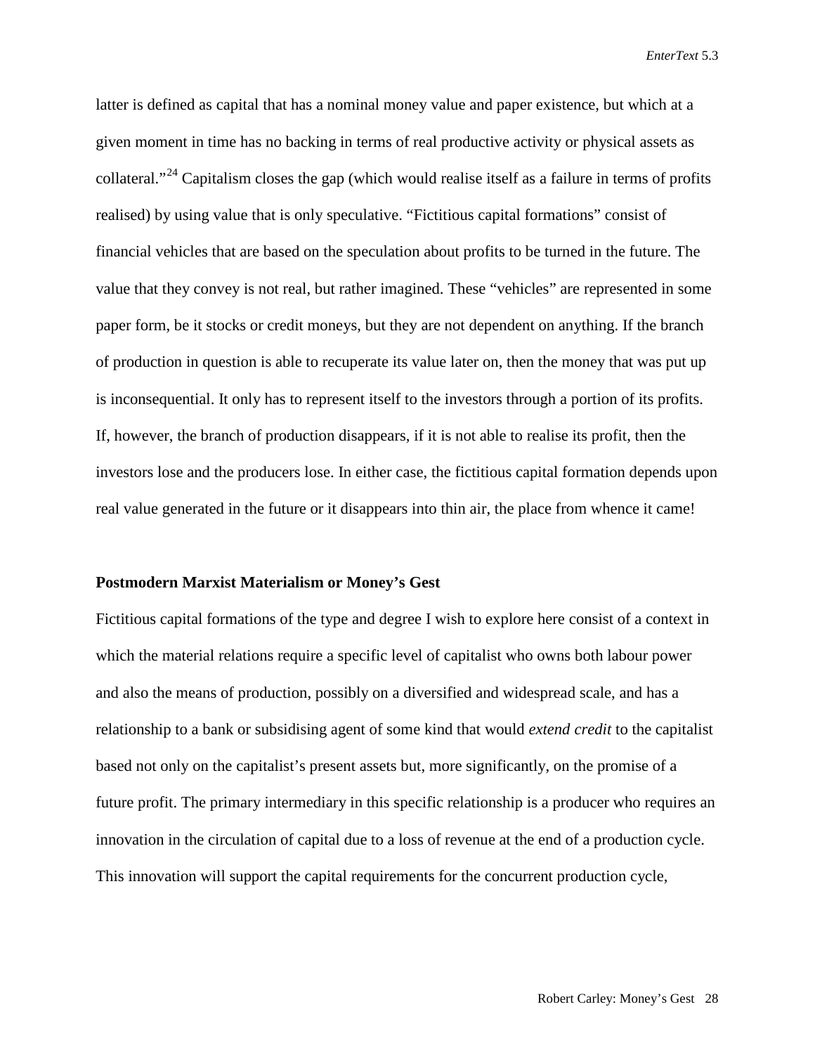latter is defined as capital that has a nominal money value and paper existence, but which at a given moment in time has no backing in terms of real productive activity or physical assets as collateral."[24] Capitalism closes the gap (which would realise itself as a failure in terms of profits realised) by using value that is only speculative. "Fictitious capital formations" consist of financial vehicles that are based on the speculation about profits to be turned in the future. The value that they convey is not real, but rather imagined. These "vehicles" are represented in some paper form, be it stocks or credit moneys, but they are not dependent on anything. If the branch of production in question is able to recuperate its value later on, then the money that was put up is inconsequential. It only has to represent itself to the investors through a portion of its profits. If, however, the branch of production disappears, if it is not able to realise its profit, then the investors lose and the producers lose. In either case, the fictitious capital formation depends upon real value generated in the future or it disappears into thin air, the place from whence it came!

## Postmodern Marxist Materialism or Money's Gest

Fictitious capital formations of the type and degree I wish to explore here consist of a context in which the material relations require a specific level of capitalist who owns both labour power and also the means of production, possibly on a diversified and widespread scale, and has a relationship to a bank or subsidising agent of some kind that would *extend credit* to the capitalist based not only on the capitalist's present assets but, more significantly, on the promise of a future profit. The primary intermediary in this specific relationship is a producer who requires an innovation in the circulation of capital due to a loss of revenue at the end of a production cycle. This innovation will support the capital requirements for the concurrent production cycle,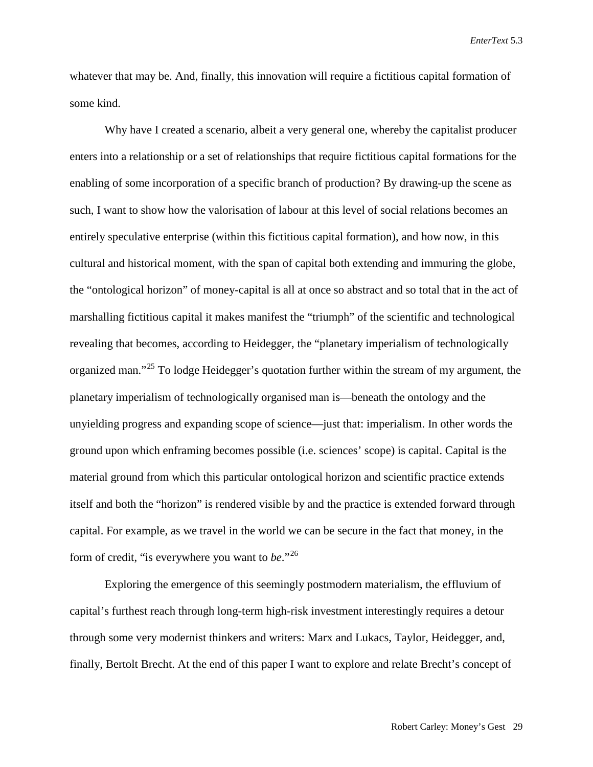whatever that may be. And, finally, this innovation will require a fictitious capital formation of some kind.

Why have I created a scenario, albeit a very general one, whereby the capitalist producer enters into a relationship or a set of relationships that require fictitious capital formations for the enabling of some incorporation of a specific branch of production? By drawing-up the scene as such, I want to show how the valorisation of labour at this level of social relations becomes an entirely speculative enterprise (within this fictitious capital formation), and how now, in this cultural and historical moment, with the span of capital both extending and immuring the globe, the "ontological horizon" of money-capital is all at once so abstract and so total that in the act of marshalling fictitious capital it makes manifest the "triumph" of the scientific and technological revealing that becomes, according to Heidegger, the "planetary imperialism of technologically organized man."[25] To lodge Heidegger's quotation further within the stream of my argument, the planetary imperialism of technologically organised man is—beneath the ontology and the unyielding progress and expanding scope of science—just that: imperialism. In other words the ground upon which enframing becomes possible (i.e. sciences' scope) is capital. Capital is the material ground from which this particular ontological horizon and scientific practice extends itself and both the "horizon" is rendered visible by and the practice is extended forward through capital. For example, as we travel in the world we can be secure in the fact that money, in the form of credit, "is everywhere you want to *be*."[26]

Exploring the emergence of this seemingly postmodern materialism, the effluvium of capital's furthest reach through long-term high-risk investment interestingly requires a detour through some very modernist thinkers and writers: Marx and Lukacs, Taylor, Heidegger, and, finally, Bertolt Brecht. At the end of this paper I want to explore and relate Brecht's concept of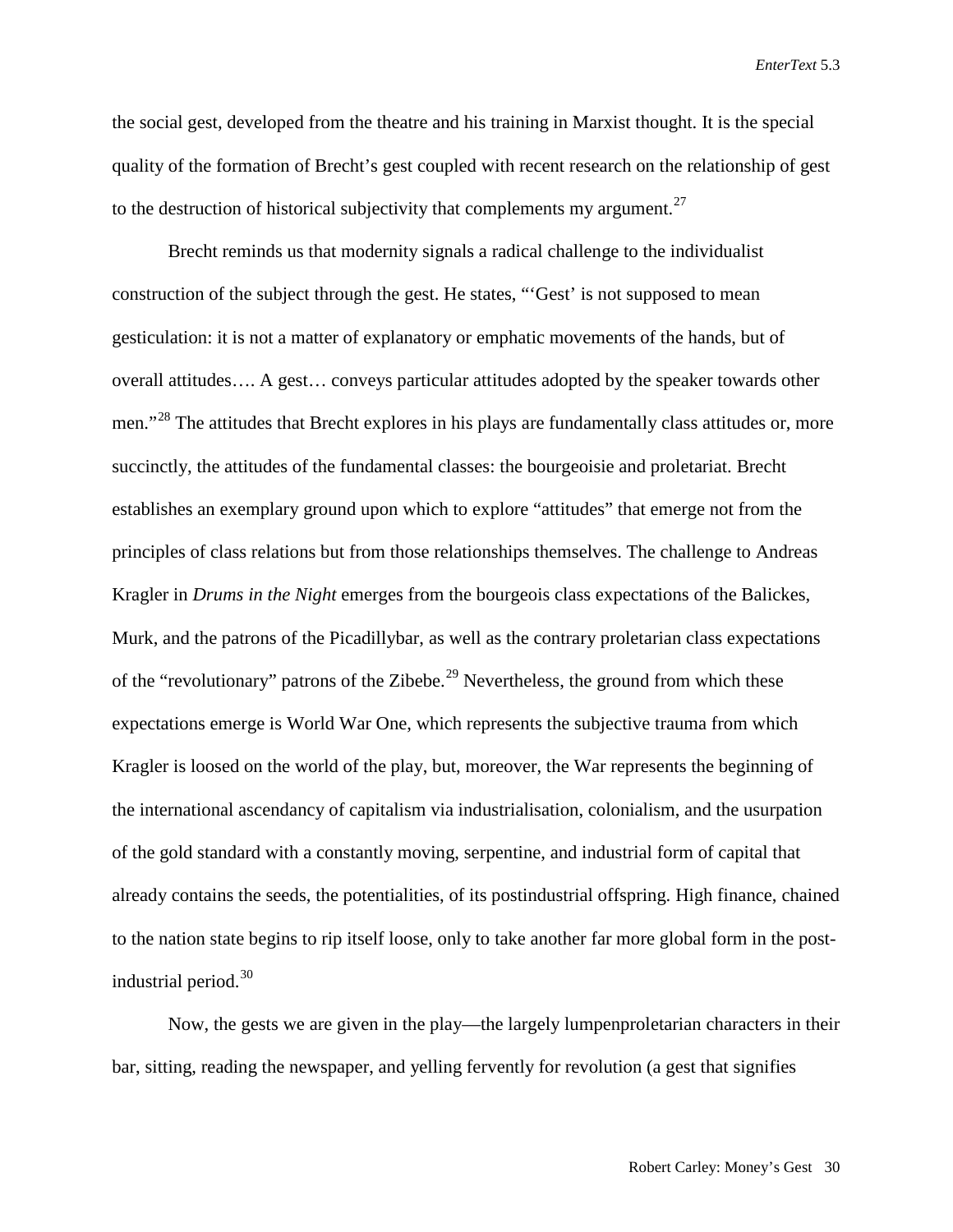the social gest, developed from the theatre and his training in Marxist thought. It is the special quality of the formation of Brecht's gest coupled with recent research on the relationship of gest to the destruction of historical subjectivity that complements my argument.[27]

Brecht reminds us that modernity signals a radical challenge to the individualist construction of the subject through the gest. He states, "'Gest' is not supposed to mean gesticulation: it is not a matter of explanatory or emphatic movements of the hands, but of overall attitudes…. A gest… conveys particular attitudes adopted by the speaker towards other men."[28] The attitudes that Brecht explores in his plays are fundamentally class attitudes or, more succinctly, the attitudes of the fundamental classes: the bourgeoisie and proletariat. Brecht establishes an exemplary ground upon which to explore "attitudes" that emerge not from the principles of class relations but from those relationships themselves. The challenge to Andreas Kragler in *Drums in the Night* emerges from the bourgeois class expectations of the Balickes, Murk, and the patrons of the Picadillybar, as well as the contrary proletarian class expectations of the "revolutionary" patrons of the Zibebe.[29] Nevertheless, the ground from which these expectations emerge is World War One, which represents the subjective trauma from which Kragler is loosed on the world of the play, but, moreover, the War represents the beginning of the international ascendancy of capitalism via industrialisation, colonialism, and the usurpation of the gold standard with a constantly moving, serpentine, and industrial form of capital that already contains the seeds, the potentialities, of its postindustrial offspring. High finance, chained to the nation state begins to rip itself loose, only to take another far more global form in the post-industrial period.[30]

Now, the gests we are given in the play—the largely lumpenproletarian characters in their bar, sitting, reading the newspaper, and yelling fervently for revolution (a gest that signifies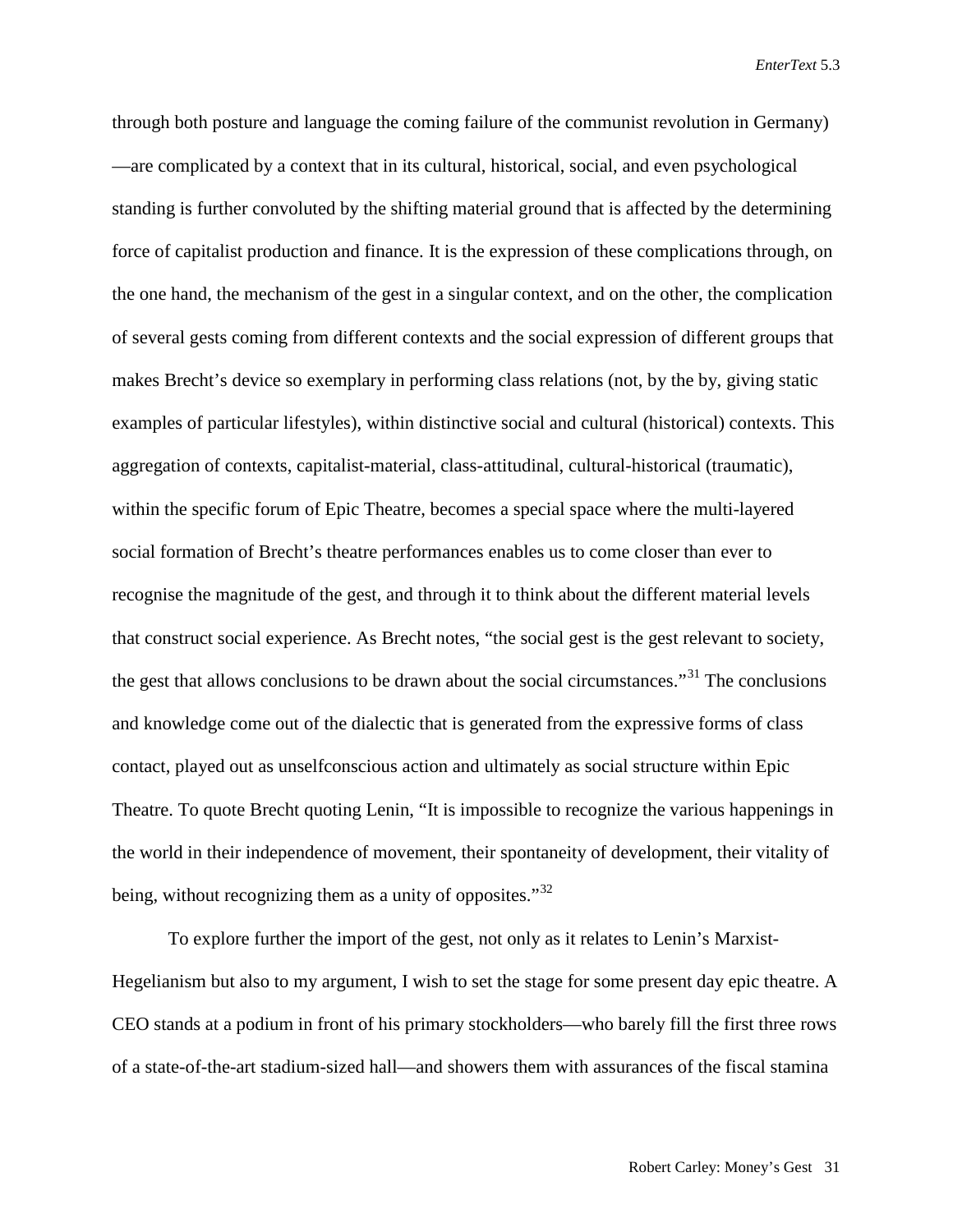through both posture and language the coming failure of the communist revolution in Germany)—are complicated by a context that in its cultural, historical, social, and even psychological standing is further convoluted by the shifting material ground that is affected by the determining force of capitalist production and finance. It is the expression of these complications through, on the one hand, the mechanism of the gest in a singular context, and on the other, the complication of several gests coming from different contexts and the social expression of different groups that makes Brecht's device so exemplary in performing class relations (not, by the by, giving static examples of particular lifestyles), within distinctive social and cultural (historical) contexts. This aggregation of contexts, capitalist-material, class-attitudinal, cultural-historical (traumatic), within the specific forum of Epic Theatre, becomes a special space where the multi-layered social formation of Brecht's theatre performances enables us to come closer than ever to recognise the magnitude of the gest, and through it to think about the different material levels that construct social experience. As Brecht notes, "the social gest is the gest relevant to society, the gest that allows conclusions to be drawn about the social circumstances."[31] The conclusions and knowledge come out of the dialectic that is generated from the expressive forms of class contact, played out as unselfconscious action and ultimately as social structure within Epic Theatre. To quote Brecht quoting Lenin, "It is impossible to recognize the various happenings in the world in their independence of movement, their spontaneity of development, their vitality of being, without recognizing them as a unity of opposites."[32]

To explore further the import of the gest, not only as it relates to Lenin's Marxist-Hegelianism but also to my argument, I wish to set the stage for some present day epic theatre. A CEO stands at a podium in front of his primary stockholders—who barely fill the first three rows of a state-of-the-art stadium-sized hall—and showers them with assurances of the fiscal stamina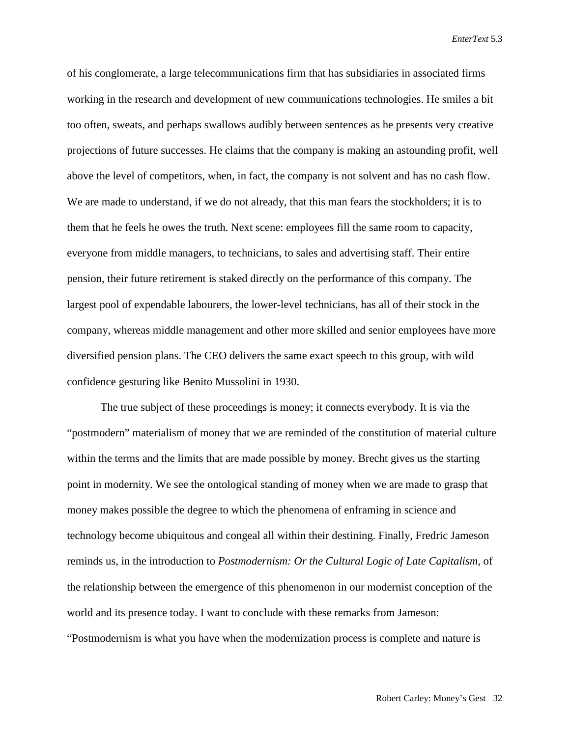of his conglomerate, a large telecommunications firm that has subsidiaries in associated firms working in the research and development of new communications technologies. He smiles a bit too often, sweats, and perhaps swallows audibly between sentences as he presents very creative projections of future successes. He claims that the company is making an astounding profit, well above the level of competitors, when, in fact, the company is not solvent and has no cash flow. We are made to understand, if we do not already, that this man fears the stockholders; it is to them that he feels he owes the truth. Next scene: employees fill the same room to capacity, everyone from middle managers, to technicians, to sales and advertising staff. Their entire pension, their future retirement is staked directly on the performance of this company. The largest pool of expendable labourers, the lower-level technicians, has all of their stock in the company, whereas middle management and other more skilled and senior employees have more diversified pension plans. The CEO delivers the same exact speech to this group, with wild confidence gesturing like Benito Mussolini in 1930.

The true subject of these proceedings is money; it connects everybody. It is via the "postmodern" materialism of money that we are reminded of the constitution of material culture within the terms and the limits that are made possible by money. Brecht gives us the starting point in modernity. We see the ontological standing of money when we are made to grasp that money makes possible the degree to which the phenomena of enframing in science and technology become ubiquitous and congeal all within their destining. Finally, Fredric Jameson reminds us, in the introduction to *Postmodernism: Or the Cultural Logic of Late Capitalism*, of the relationship between the emergence of this phenomenon in our modernist conception of the world and its presence today. I want to conclude with these remarks from Jameson: "Postmodernism is what you have when the modernization process is complete and nature is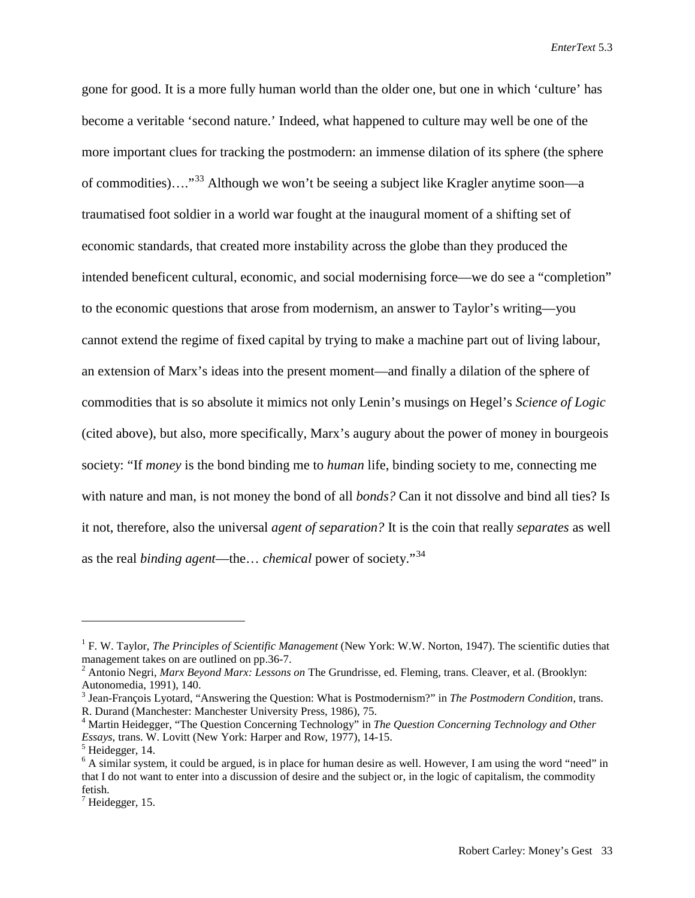gone for good. It is a more fully human world than the older one, but one in which 'culture' has become a veritable 'second nature.' Indeed, what happened to culture may well be one of the more important clues for tracking the postmodern: an immense dilation of its sphere (the sphere of commodities)…."[33] Although we won't be seeing a subject like Kragler anytime soon—a traumatised foot soldier in a world war fought at the inaugural moment of a shifting set of economic standards, that created more instability across the globe than they produced the intended beneficent cultural, economic, and social modernising force—we do see a "completion" to the economic questions that arose from modernism, an answer to Taylor's writing—you cannot extend the regime of fixed capital by trying to make a machine part out of living labour, an extension of Marx's ideas into the present moment—and finally a dilation of the sphere of commodities that is so absolute it mimics not only Lenin's musings on Hegel's *Science of Logic* (cited above), but also, more specifically, Marx's augury about the power of money in bourgeois society: "If *money* is the bond binding me to *human* life, binding society to me, connecting me with nature and man, is not money the bond of all *bonds?* Can it not dissolve and bind all ties? Is it not, therefore, also the universal *agent of separation?* It is the coin that really *separates* as well as the real *binding agent*—the… *chemical* power of society."[34]

---

[1] F. W. Taylor, *The Principles of Scientific Management* (New York: W.W. Norton, 1947). The scientific duties that management takes on are outlined on pp.36-7.

[2] Antonio Negri, *Marx Beyond Marx: Lessons on* The Grundrisse, ed. Fleming, trans. Cleaver, et al. (Brooklyn: Autonomedia, 1991), 140.

[3] Jean-François Lyotard, "Answering the Question: What is Postmodernism?" in *The Postmodern Condition*, trans. R. Durand (Manchester: Manchester University Press, 1986), 75.

[4] Martin Heidegger, "The Question Concerning Technology" in *The Question Concerning Technology and Other Essays*, trans. W. Lovitt (New York: Harper and Row, 1977), 14-15.

[5] Heidegger, 14.

[6] A similar system, it could be argued, is in place for human desire as well. However, I am using the word "need" in that I do not want to enter into a discussion of desire and the subject or, in the logic of capitalism, the commodity fetish.

[7] Heidegger, 15.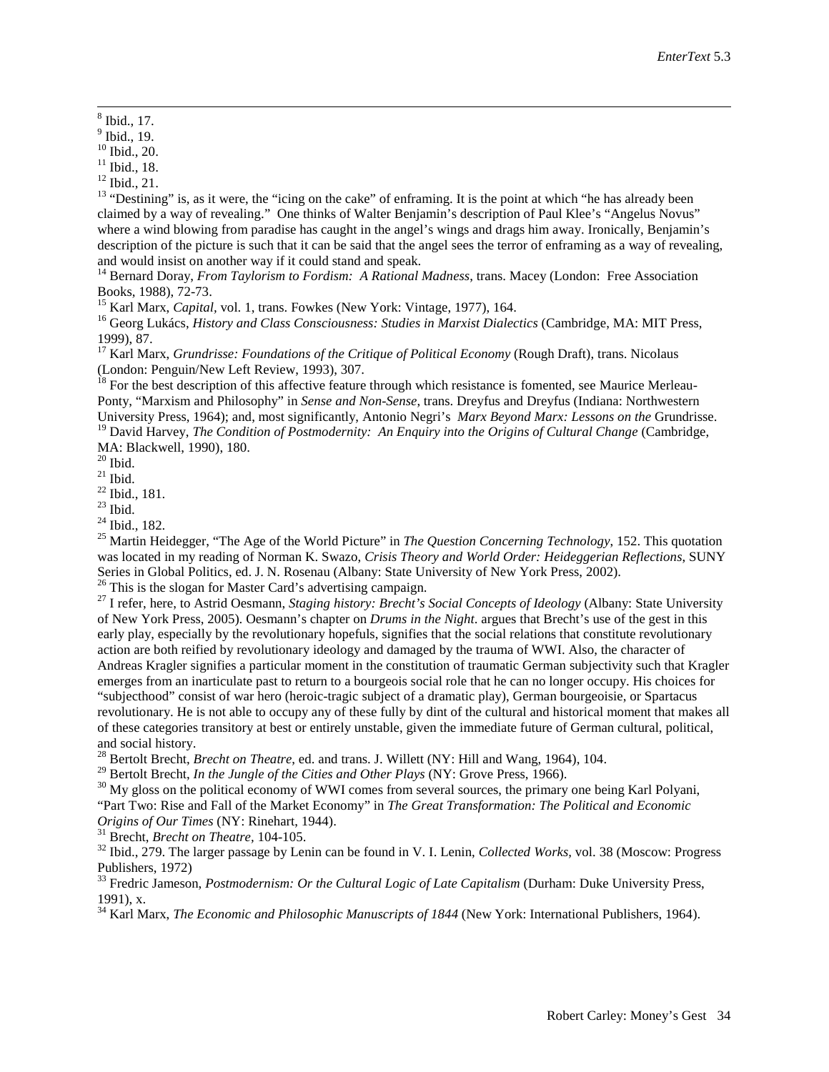[8] Ibid., 17.
[9] Ibid., 19.
[10] Ibid., 20.
[11] Ibid., 18.
[12] Ibid., 21.
[13] "Destining" is, as it were, the "icing on the cake" of enframing. It is the point at which "he has already been claimed by a way of revealing." One thinks of Walter Benjamin's description of Paul Klee's "Angelus Novus" where a wind blowing from paradise has caught in the angel's wings and drags him away. Ironically, Benjamin's description of the picture is such that it can be said that the angel sees the terror of enframing as a way of revealing, and would insist on another way if it could stand and speak.
[14] Bernard Doray, *From Taylorism to Fordism: A Rational Madness*, trans. Macey (London: Free Association Books, 1988), 72-73.
[15] Karl Marx, *Capital*, vol. 1, trans. Fowkes (New York: Vintage, 1977), 164.
[16] Georg Lukács, *History and Class Consciousness: Studies in Marxist Dialectics* (Cambridge, MA: MIT Press, 1999), 87.
[17] Karl Marx, *Grundrisse: Foundations of the Critique of Political Economy* (Rough Draft), trans. Nicolaus (London: Penguin/New Left Review, 1993), 307.
[18] For the best description of this affective feature through which resistance is fomented, see Maurice Merleau-Ponty, "Marxism and Philosophy" in *Sense and Non-Sense*, trans. Dreyfus and Dreyfus (Indiana: Northwestern University Press, 1964); and, most significantly, Antonio Negri's *Marx Beyond Marx: Lessons on the* Grundrisse.
[19] David Harvey, *The Condition of Postmodernity: An Enquiry into the Origins of Cultural Change* (Cambridge, MA: Blackwell, 1990), 180.
[20] Ibid.
[21] Ibid.
[22] Ibid., 181.
[23] Ibid.
[24] Ibid., 182.
[25] Martin Heidegger, "The Age of the World Picture" in *The Question Concerning Technology*, 152. This quotation was located in my reading of Norman K. Swazo, *Crisis Theory and World Order: Heideggerian Reflections*, SUNY Series in Global Politics, ed. J. N. Rosenau (Albany: State University of New York Press, 2002).
[26] This is the slogan for Master Card's advertising campaign.
[27] I refer, here, to Astrid Oesmann, *Staging history: Brecht's Social Concepts of Ideology* (Albany: State University of New York Press, 2005). Oesmann's chapter on *Drums in the Night*. argues that Brecht's use of the gest in this early play, especially by the revolutionary hopefuls, signifies that the social relations that constitute revolutionary action are both reified by revolutionary ideology and damaged by the trauma of WWI. Also, the character of Andreas Kragler signifies a particular moment in the constitution of traumatic German subjectivity such that Kragler emerges from an inarticulate past to return to a bourgeois social role that he can no longer occupy. His choices for "subjecthood" consist of war hero (heroic-tragic subject of a dramatic play), German bourgeoisie, or Spartacus revolutionary. He is not able to occupy any of these fully by dint of the cultural and historical moment that makes all of these categories transitory at best or entirely unstable, given the immediate future of German cultural, political, and social history.
[28] Bertolt Brecht, *Brecht on Theatre*, ed. and trans. J. Willett (NY: Hill and Wang, 1964), 104.
[29] Bertolt Brecht, *In the Jungle of the Cities and Other Plays* (NY: Grove Press, 1966).
[30] My gloss on the political economy of WWI comes from several sources, the primary one being Karl Polyani, "Part Two: Rise and Fall of the Market Economy" in *The Great Transformation: The Political and Economic Origins of Our Times* (NY: Rinehart, 1944).
[31] Brecht, *Brecht on Theatre*, 104-105.
[32] Ibid., 279. The larger passage by Lenin can be found in V. I. Lenin, *Collected Works*, vol. 38 (Moscow: Progress Publishers, 1972)
[33] Fredric Jameson, *Postmodernism: Or the Cultural Logic of Late Capitalism* (Durham: Duke University Press, 1991), x.
[34] Karl Marx, *The Economic and Philosophic Manuscripts of 1844* (New York: International Publishers, 1964).